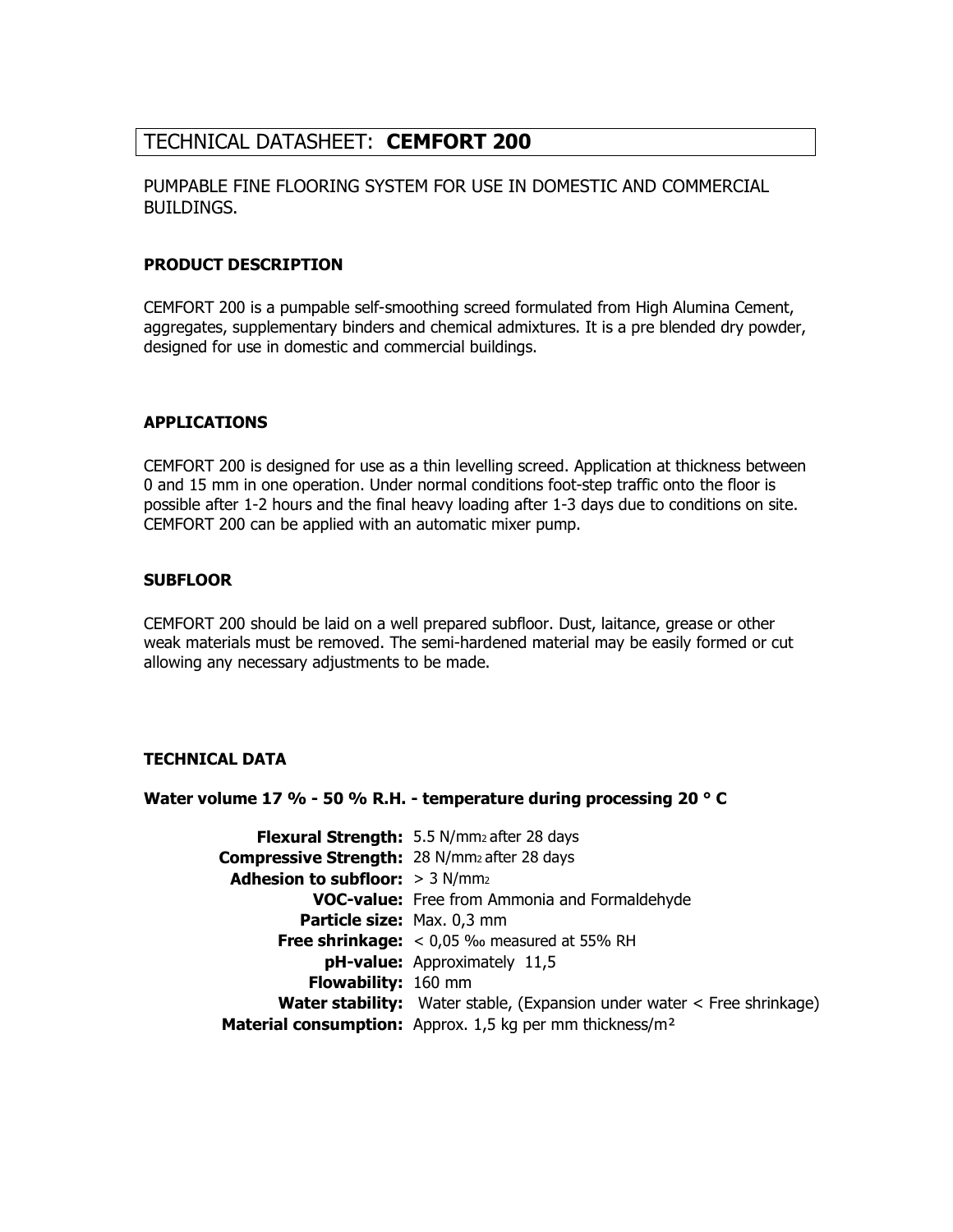# TECHNICAL DATASHEET: **CEMFORT 200**

PUMPABLE FINE FLOORING SYSTEM FOR USE IN DOMESTIC AND COMMERCIAL BUILDINGS.

### PRODUCT DESCRIPTION

CEMFORT 200 is a pumpable self-smoothing screed formulated from High Alumina Cement, aggregates, supplementary binders and chemical admixtures. It is a pre blended dry powder, designed for use in domestic and commercial buildings.

### APPLICATIONS

CEMFORT 200 is designed for use as a thin levelling screed. Application at thickness between 0 and 15 mm in one operation. Under normal conditions foot-step traffic onto the floor is possible after 1-2 hours and the final heavy loading after 1-3 days due to conditions on site. CEMFORT 200 can be applied with an automatic mixer pump.

### SUBFLOOR

CEMFORT 200 should be laid on a well prepared subfloor. Dust, laitance, grease or other weak materials must be removed. The semi-hardened material may be easily formed or cut allowing any necessary adjustments to be made.

### TECHNICAL DATA

**Water volume 17 % - 50 % R.H. - temperature during processing 20 ° C**

| | |
|---|---|
| **Flexural Strength:** | 5.5 $N/mm^2$ after 28 days |
| **Compressive Strength:** | 28 $N/mm^2$ after 28 days |
| **Adhesion to subfloor:** | > 3 $N/mm^2$ |
| **VOC-value:** | Free from Ammonia and Formaldehyde |
| **Particle size:** | Max. 0,3 mm |
| **Free shrinkage:** | < 0,05 ‰ measured at 55% RH |
| **pH-value:** | Approximately 11,5 |
| **Flowability:** | 160 mm |
| **Water stability:** | Water stable, (Expansion under water < Free shrinkage) |
| **Material consumption:** | Approx. 1,5 kg per mm thickness/m² |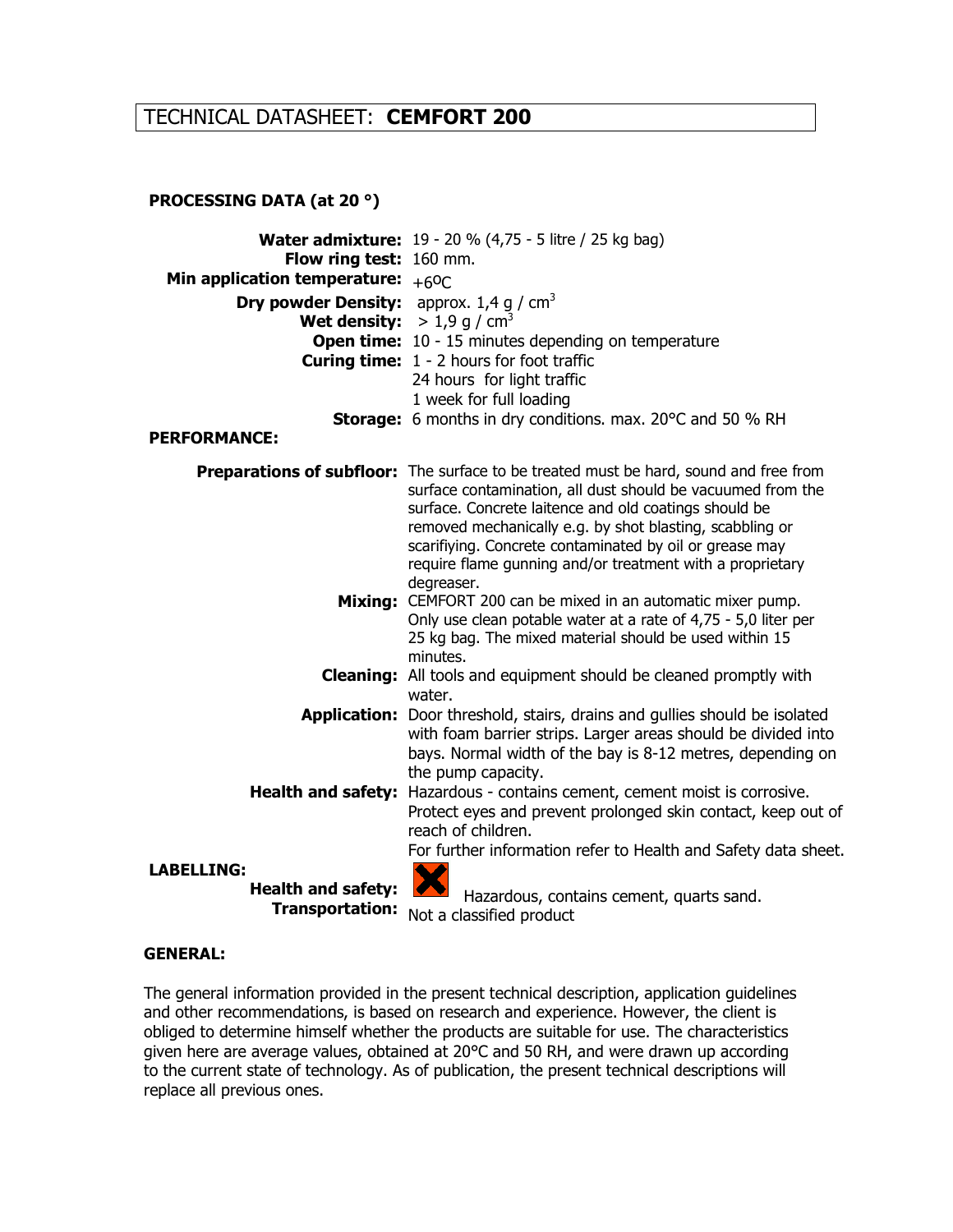# TECHNICAL DATASHEET: **CEMFORT 200**

## PROCESSING DATA (at 20 °)

| | |
|---|---|
| **Water admixture:** | 19 - 20 % (4,75 - 5 litre / 25 kg bag) |
| **Flow ring test:** | 160 mm. |
| **Min application temperature:** | +6ºC |
| **Dry powder Density:** | approx. 1,4 g / $cm^3$ |
| **Wet density:** | > 1,9 g / $cm^3$ |
| **Open time:** | 10 - 15 minutes depending on temperature |
| **Curing time:** | 1 - 2 hours for foot traffic<br>24 hours for light traffic<br>1 week for full loading |
| **Storage:** | 6 months in dry conditions. max. 20°C and 50 % RH |

## PERFORMANCE:

| | |
|---|---|
| **Preparations of subfloor:** | The surface to be treated must be hard, sound and free from surface contamination, all dust should be vacuumed from the surface. Concrete laitence and old coatings should be removed mechanically e.g. by shot blasting, scabbling or scarifiying. Concrete contaminated by oil or grease may require flame gunning and/or treatment with a proprietary degreaser. |
| **Mixing:** | CEMFORT 200 can be mixed in an automatic mixer pump. Only use clean potable water at a rate of 4,75 - 5,0 liter per 25 kg bag. The mixed material should be used within 15 minutes. |
| **Cleaning:** | All tools and equipment should be cleaned promptly with water. |
| **Application:** | Door threshold, stairs, drains and gullies should be isolated with foam barrier strips. Larger areas should be divided into bays. Normal width of the bay is 8-12 metres, depending on the pump capacity. |
| **Health and safety:** | Hazardous - contains cement, cement moist is corrosive. Protect eyes and prevent prolonged skin contact, keep out of reach of children.<br>For further information refer to Health and Safety data sheet. |

## LABELLING:

| | |
|---|---|
| **Health and safety:** | Hazardous, contains cement, quarts sand. |
| **Transportation:** | Not a classified product |

## GENERAL:

The general information provided in the present technical description, application guidelines and other recommendations, is based on research and experience. However, the client is obliged to determine himself whether the products are suitable for use. The characteristics given here are average values, obtained at 20°C and 50 RH, and were drawn up according to the current state of technology. As of publication, the present technical descriptions will replace all previous ones.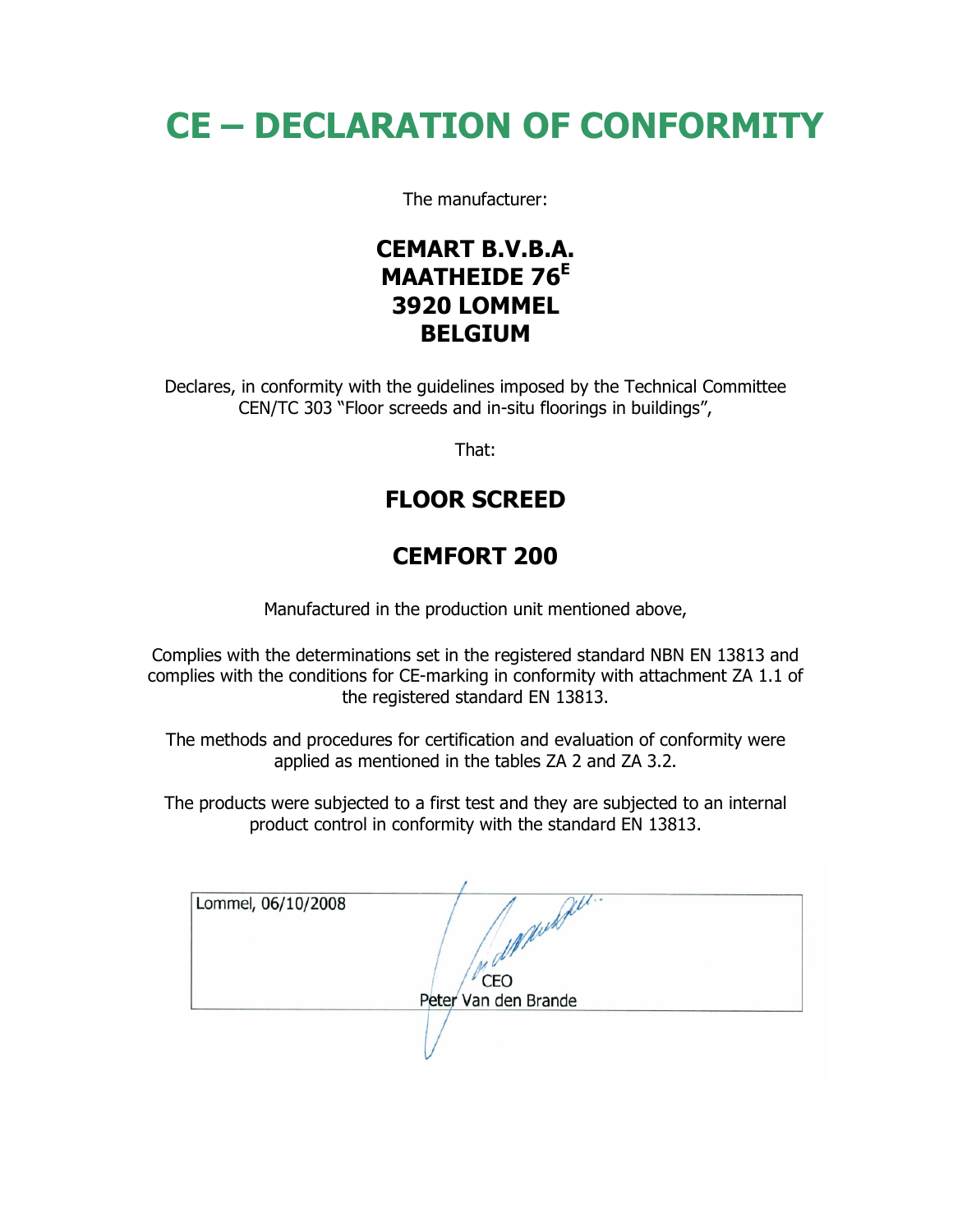# CE – DECLARATION OF CONFORMITY

The manufacturer:

**CEMART B.V.B.A.**
**MAATHEIDE 76[E]**
**3920 LOMMEL**
**BELGIUM**

Declares, in conformity with the guidelines imposed by the Technical Committee CEN/TC 303 "Floor screeds and in-situ floorings in buildings",

That:

## FLOOR SCREED

## CEMFORT 200

Manufactured in the production unit mentioned above,

Complies with the determinations set in the registered standard NBN EN 13813 and complies with the conditions for CE-marking in conformity with attachment ZA 1.1 of the registered standard EN 13813.

The methods and procedures for certification and evaluation of conformity were applied as mentioned in the tables ZA 2 and ZA 3.2.

The products were subjected to a first test and they are subjected to an internal product control in conformity with the standard EN 13813.

Lommel, 06/10/2008

CEO
Peter Van den Brande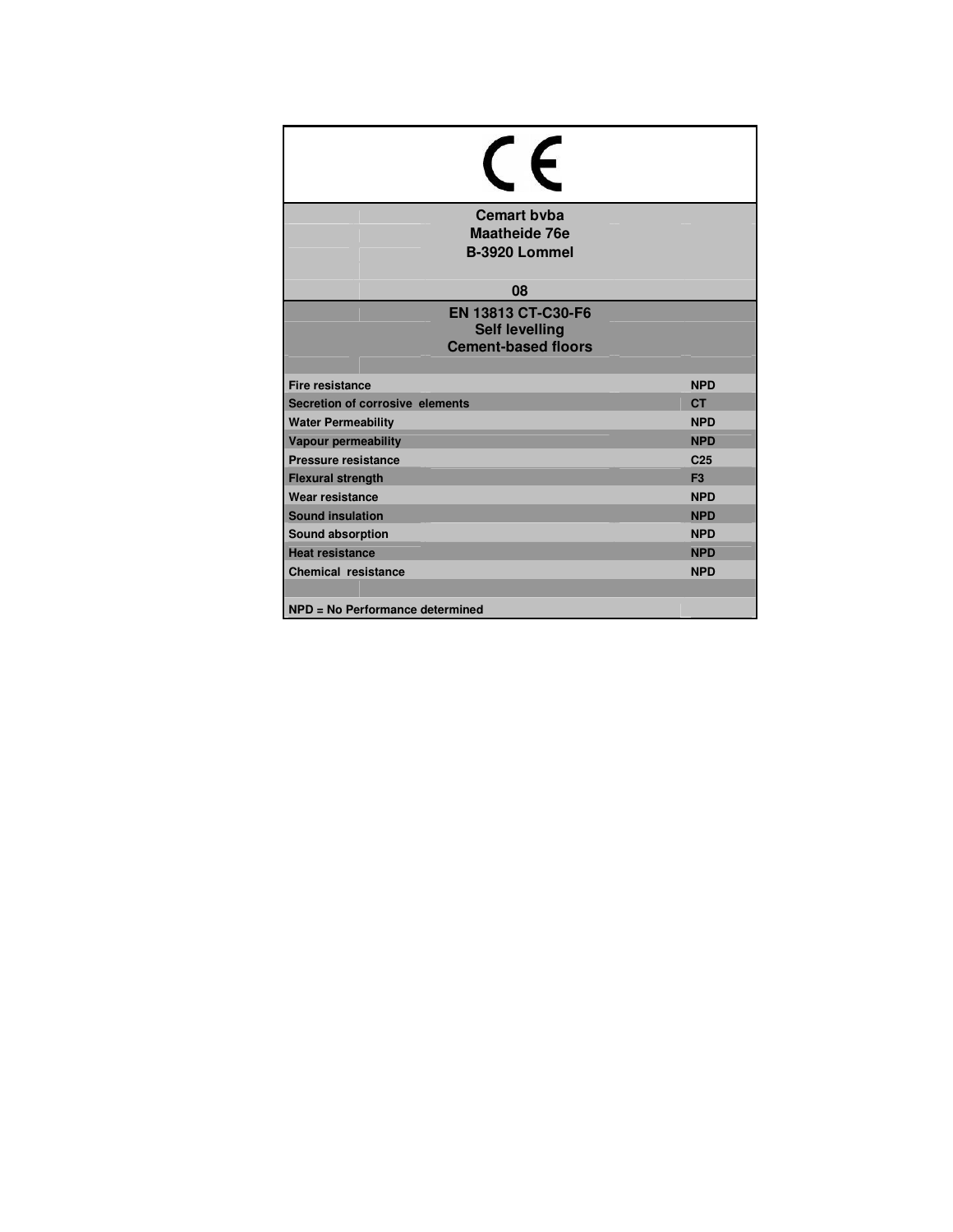CE

**Cemart bvba**
**Maatheide 76e**
**B-3920 Lommel**

**08**

**EN 13813 CT-C30-F6**
**Self levelling**
**Cement-based floors**

| | |
|---|---|
| **Fire resistance** | **NPD** |
| **Secretion of corrosive elements** | **CT** |
| **Water Permeability** | **NPD** |
| **Vapour permeability** | **NPD** |
| **Pressure resistance** | **C25** |
| **Flexural strength** | **F3** |
| **Wear resistance** | **NPD** |
| **Sound insulation** | **NPD** |
| **Sound absorption** | **NPD** |
| **Heat resistance** | **NPD** |
| **Chemical resistance** | **NPD** |

**NPD = No Performance determined**